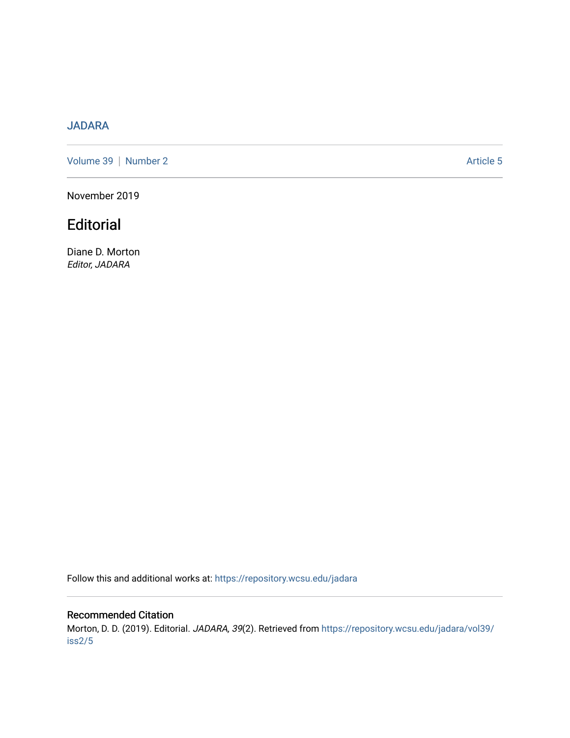JADARA

Volume 39 | Number 2 Article 5

November 2019

# Editorial

Diane D. Morton
*Editor, JADARA*

Follow this and additional works at: https://repository.wcsu.edu/jadara

## Recommended Citation

Morton, D. D. (2019). Editorial. *JADARA, 39*(2). Retrieved from https://repository.wcsu.edu/jadara/vol39/iss2/5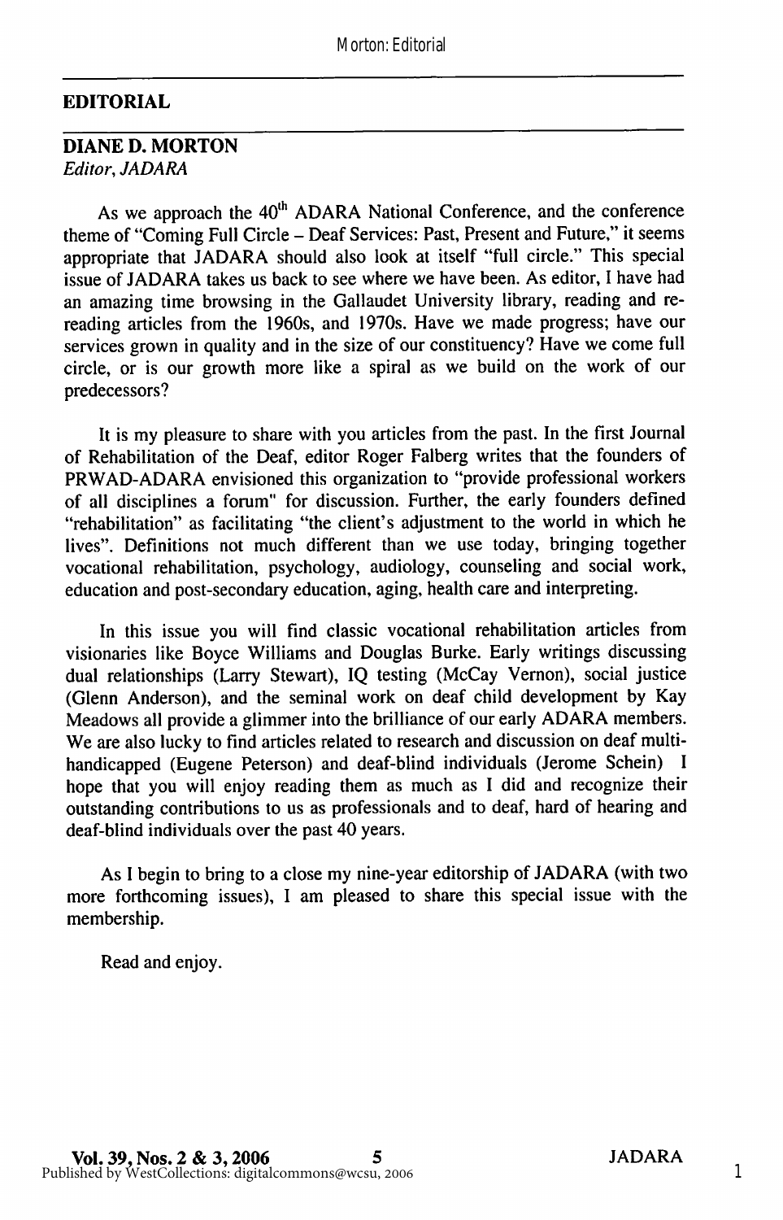## EDITORIAL

**DIANE D. MORTON**
*Editor, JADARA*

As we approach the 40th ADARA National Conference, and the conference theme of "Coming Full Circle – Deaf Services: Past, Present and Future," it seems appropriate that JADARA should also look at itself "full circle." This special issue of JADARA takes us back to see where we have been. As editor, I have had an amazing time browsing in the Gallaudet University library, reading and re-reading articles from the 1960s, and 1970s. Have we made progress; have our services grown in quality and in the size of our constituency? Have we come full circle, or is our growth more like a spiral as we build on the work of our predecessors?

It is my pleasure to share with you articles from the past. In the first Journal of Rehabilitation of the Deaf, editor Roger Falberg writes that the founders of PRWAD-ADARA envisioned this organization to "provide professional workers of all disciplines a forum" for discussion. Further, the early founders defined "rehabilitation" as facilitating "the client's adjustment to the world in which he lives". Definitions not much different than we use today, bringing together vocational rehabilitation, psychology, audiology, counseling and social work, education and post-secondary education, aging, health care and interpreting.

In this issue you will find classic vocational rehabilitation articles from visionaries like Boyce Williams and Douglas Burke. Early writings discussing dual relationships (Larry Stewart), IQ testing (McCay Vernon), social justice (Glenn Anderson), and the seminal work on deaf child development by Kay Meadows all provide a glimmer into the brilliance of our early ADARA members. We are also lucky to find articles related to research and discussion on deaf multi-handicapped (Eugene Peterson) and deaf-blind individuals (Jerome Schein) I hope that you will enjoy reading them as much as I did and recognize their outstanding contributions to us as professionals and to deaf, hard of hearing and deaf-blind individuals over the past 40 years.

As I begin to bring to a close my nine-year editorship of JADARA (with two more forthcoming issues), I am pleased to share this special issue with the membership.

Read and enjoy.